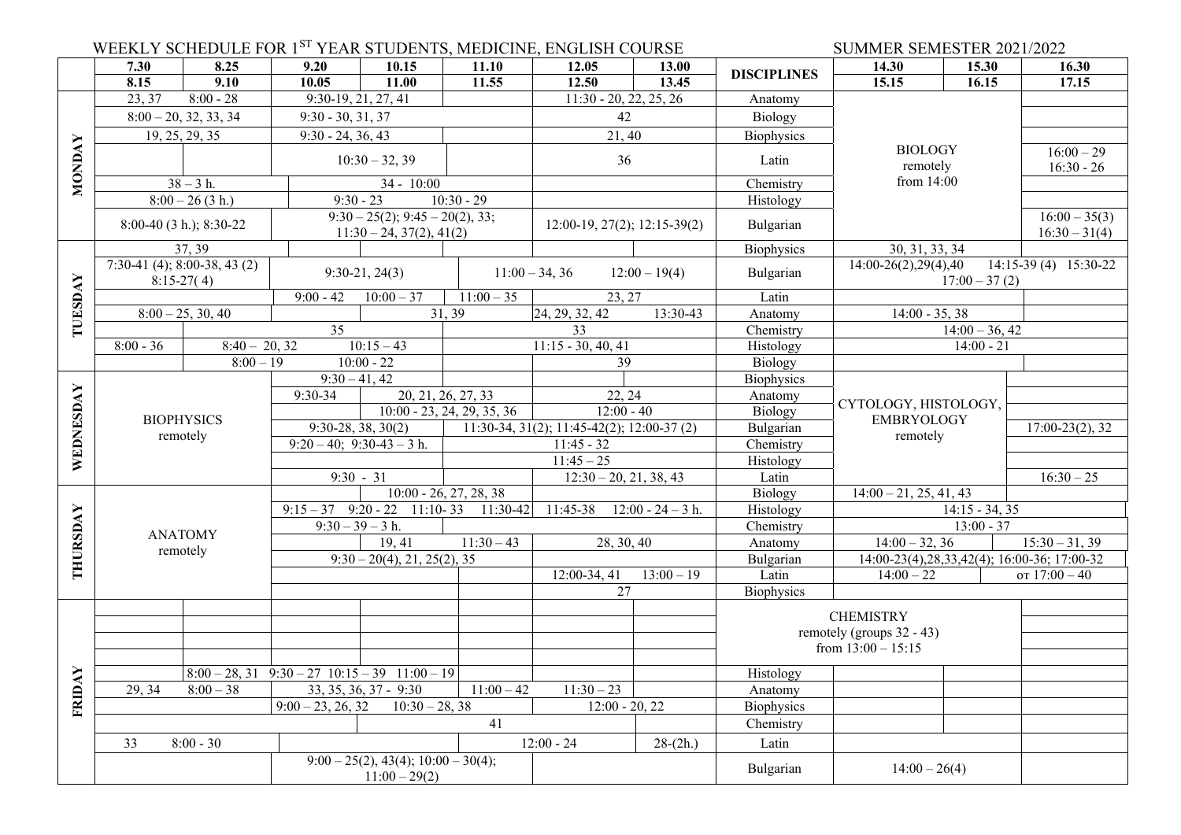WEEKLY SCHEDULE FOR 1[ST] YEAR STUDENTS, MEDICINE, ENGLISH COURSE SUMMER SEMESTER 2021/2022

| Day | 7.30 - 8.15 | 8.25 - 9.10 | 9.20 - 10.05 | 10.15 - 11.00 | 11.10 - 11.55 | 12.05 - 12.50 | 13.00 - 13.45 | DISCIPLINES | 14.30 - 15.15 | 15.30 - 16.15 | 16.30 - 17.15 |
|---|---|---|---|---|---|---|---|---|---|---|---|
| MONDAY | 23, 37 | 8:00 - 28 | 9:30-19, 21, 27, 41 | | | 11:30 - 20, 22, 25, 26 | | Anatomy | BIOLOGY remotely from 14:00 | | |
| | 8:00 – 20, 32, 33, 34 | | 9:30 - 30, 31, 37 | | | 42 | | Biology | | | |
| | 19, 25, 29, 35 | | 9:30 - 24, 36, 43 | | | 21, 40 | | Biophysics | | | |
| | | | 10:30 – 32, 39 | | | 36 | | Latin | | | 16:00 – 29; 16:30 - 26 |
| | 38 – 3 h. | | 34 - 10:00 | | | | | Chemistry | | | |
| | 8:00 – 26 (3 h.) | | 9:30 - 23 | 10:30 - 29 | | | | Histology | | | |
| | 8:00-40 (3 h.); 8:30-22 | | 9:30 – 25(2); 9:45 – 20(2), 33; 11:30 – 24, 37(2), 41(2) | | | 12:00-19, 27(2); 12:15-39(2) | | Bulgarian | | | 16:00 – 35(3); 16:30 – 31(4) |
| TUESDAY | 37, 39 | | | | | | | Biophysics | 30, 31, 33, 34 | | |
| | 7:30-41 (4); 8:00-38, 43 (2); 8:15-27( 4) | | 9:30-21, 24(3) | | 11:00 – 34, 36 | 12:00 – 19(4) | | Bulgarian | 14:00-26(2),29(4),40 14:15-39 (4) 15:30-22; 17:00 – 37 (2) | | |
| | | | 9:00 - 42 | 10:00 – 37 | 11:00 – 35 | 23, 27 | | Latin | | | |
| | 8:00 – 25, 30, 40 | | | 31, 39 | | 24, 29, 32, 42 | 13:30-43 | Anatomy | 14:00 - 35, 38 | | |
| | | 35 | | | | 33 | | Chemistry | 14:00 – 36, 42 | | |
| | 8:00 - 36 | 8:40 – 20, 32 | | 10:15 – 43 | | 11:15 - 30, 40, 41 | | Histology | 14:00 - 21 | | |
| | | 8:00 – 19 | | 10:00 - 22 | | 39 | | Biology | | | |
| WEDNESDAY | BIOPHYSICS remotely | | 9:30 – 41, 42 | | | | | Biophysics | CYTOLOGY, HISTOLOGY, EMBRYOLOGY remotely | | |
| | | | 9:30-34 | 20, 21, 26, 27, 33 | | 22, 24 | | Anatomy | | | |
| | | | | 10:00 - 23, 24, 29, 35, 36 | | 12:00 - 40 | | Biology | | | |
| | | | 9:30-28, 38, 30(2) | | 11:30-34, 31(2); 11:45-42(2); 12:00-37 (2) | | | Bulgarian | | | 17:00-23(2), 32 |
| | | | 9:20 – 40; 9:30-43 – 3 h. | | | 11:45 - 32 | | Chemistry | | | |
| | | | | | | 11:45 – 25 | | Histology | | | |
| | | | 9:30 - 31 | | | 12:30 – 20, 21, 38, 43 | | Latin | | | 16:30 – 25 |
| THURSDAY | ANATOMY remotely | | | 10:00 - 26, 27, 28, 38 | | | | Biology | 14:00 – 21, 25, 41, 43 | | |
| | | | 9:15 – 37 9:20 - 22 | 11:10- 33 | 11:30-42 | 11:45-38 | 12:00 - 24 – 3 h. | Histology | 14:15 - 34, 35 | | |
| | | | 9:30 – 39 – 3 h. | | | | | Chemistry | 13:00 - 37 | | |
| | | | | 19, 41 | 11:30 – 43 | 28, 30, 40 | | Anatomy | 14:00 – 32, 36 | | 15:30 – 31, 39 |
| | | | 9:30 – 20(4), 21, 25(2), 35 | | | | | Bulgarian | 14:00-23(4),28,33,42(4); 16:00-36; 17:00-32 | | |
| | | | | | | 12:00-34, 41 | 13:00 – 19 | Latin | 14:00 – 22 | | от 17:00 – 40 |
| | | | | | | 27 | | Biophysics | | | |
| FRIDAY | | | | | | | | CHEMISTRY remotely (groups 32 - 43) from 13:00 – 15:15 | | | |
| | | 8:00 – 28, 31 | 9:30 – 27 | 10:15 – 39 | 11:00 – 19 | | | Histology | | | |
| | 29, 34 | 8:00 – 38 | 33, 35, 36, 37 - 9:30 | | 11:00 – 42 | 11:30 – 23 | | Anatomy | | | |
| | | | 9:00 – 23, 26, 32 | 10:30 – 28, 38 | | 12:00 - 20, 22 | | Biophysics | | | |
| | | | | | 41 | | | Chemistry | | | |
| | 33 | 8:00 - 30 | | | | 12:00 - 24 | 28-(2h.) | Latin | | | |
| | | | 9:00 – 25(2), 43(4); 10:00 – 30(4); 11:00 – 29(2) | | | | | Bulgarian | 14:00 – 26(4) | | |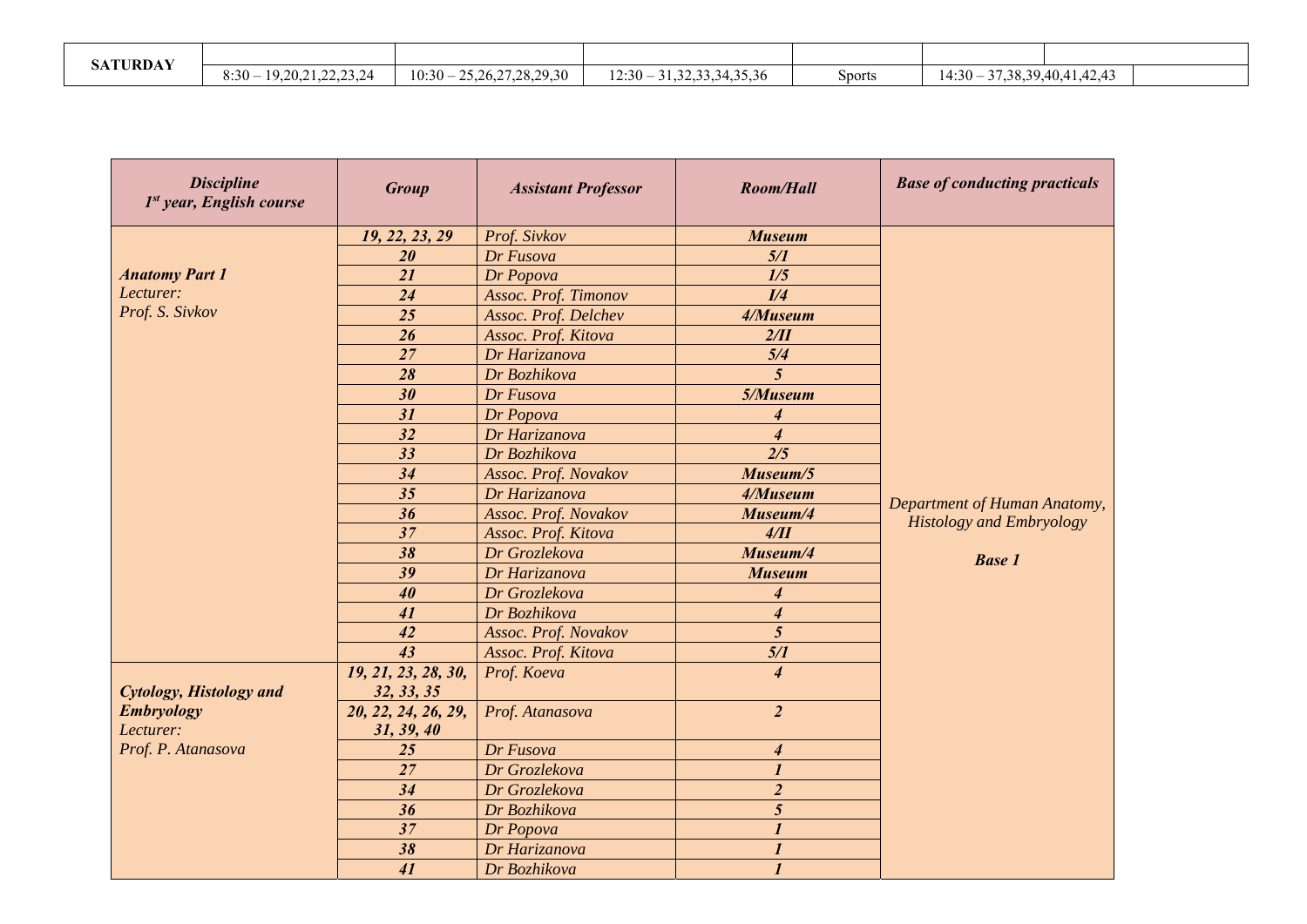| SATURDAY | | | | | | |
|---|---|---|---|---|---|---|
| | 8:30 – 19,20,21,22,23,24 | 10:30 – 25,26,27,28,29,30 | 12:30 – 31,32,33,34,35,36 | Sports | 14:30 – 37,38,39,40,41,42,43 | |

| *Discipline 1st year, English course* | *Group* | *Assistant Professor* | *Room/Hall* | *Base of conducting practicals* |
|---|---|---|---|---|
| ***Anatomy Part 1*** *Lecturer: Prof. S. Sivkov* | ***19, 22, 23, 29*** | *Prof. Sivkov* | ***Museum*** | *Department of Human Anatomy, Histology and Embryology* ***Base 1*** |
| | ***20*** | *Dr Fusova* | ***5/1*** | |
| | ***21*** | *Dr Popova* | ***1/5*** | |
| | ***24*** | *Assoc. Prof. Timonov* | ***I/4*** | |
| | ***25*** | *Assoc. Prof. Delchev* | ***4/Museum*** | |
| | ***26*** | *Assoc. Prof. Kitova* | ***2/II*** | |
| | ***27*** | *Dr Harizanova* | ***5/4*** | |
| | ***28*** | *Dr Bozhikova* | ***5*** | |
| | ***30*** | *Dr Fusova* | ***5/Museum*** | |
| | ***31*** | *Dr Popova* | ***4*** | |
| | ***32*** | *Dr Harizanova* | ***4*** | |
| | ***33*** | *Dr Bozhikova* | ***2/5*** | |
| | ***34*** | *Assoc. Prof. Novakov* | ***Museum/5*** | |
| | ***35*** | *Dr Harizanova* | ***4/Museum*** | |
| | ***36*** | *Assoc. Prof. Novakov* | ***Museum/4*** | |
| | ***37*** | *Assoc. Prof. Kitova* | ***4/II*** | |
| | ***38*** | *Dr Grozlekova* | ***Museum/4*** | |
| | ***39*** | *Dr Harizanova* | ***Museum*** | |
| | ***40*** | *Dr Grozlekova* | ***4*** | |
| | ***41*** | *Dr Bozhikova* | ***4*** | |
| | ***42*** | *Assoc. Prof. Novakov* | ***5*** | |
| | ***43*** | *Assoc. Prof. Kitova* | ***5/1*** | |
| ***Cytology, Histology and Embryology*** *Lecturer: Prof. P. Atanasova* | ***19, 21, 23, 28, 30, 32, 33, 35*** | *Prof. Koeva* | ***4*** | |
| | ***20, 22, 24, 26, 29, 31, 39, 40*** | *Prof. Atanasova* | ***2*** | |
| | ***25*** | *Dr Fusova* | ***4*** | |
| | ***27*** | *Dr Grozlekova* | ***1*** | |
| | ***34*** | *Dr Grozlekova* | ***2*** | |
| | ***36*** | *Dr Bozhikova* | ***5*** | |
| | ***37*** | *Dr Popova* | ***1*** | |
| | ***38*** | *Dr Harizanova* | ***1*** | |
| | ***41*** | *Dr Bozhikova* | ***1*** | |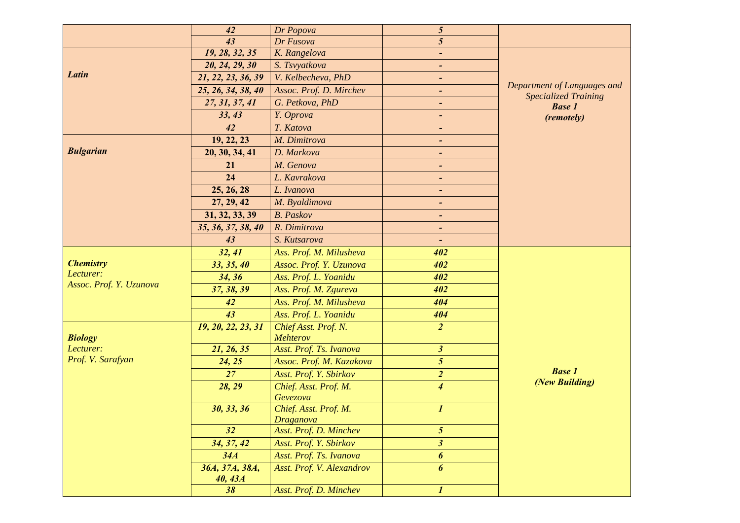| | | | | |
|---|---|---|---|---|
| | 42 | Dr Popova | 5 | |
| | 43 | Dr Fusova | 5 | |
| ***Latin*** | 19, 28, 32, 35 | K. Rangelova | - | *Department of Languages and Specialized Training* ***Base 1*** ***(remotely)*** |
| | 20, 24, 29, 30 | S. Tsvyatkova | - | |
| | 21, 22, 23, 36, 39 | V. Kelbecheva, PhD | - | |
| | 25, 26, 34, 38, 40 | Assoc. Prof. D. Mirchev | - | |
| | 27, 31, 37, 41 | G. Petkova, PhD | - | |
| | 33, 43 | Y. Oprova | - | |
| | 42 | T. Katova | - | |
| ***Bulgarian*** | **19, 22, 23** | M. Dimitrova | - | |
| | **20, 30, 34, 41** | D. Markova | - | |
| | **21** | M. Genova | - | |
| | **24** | L. Kavrakova | - | |
| | **25, 26, 28** | L. Ivanova | - | |
| | **27, 29, 42** | M. Byaldimova | - | |
| | **31, 32, 33, 39** | B. Paskov | - | |
| | 35, 36, 37, 38, 40 | R. Dimitrova | - | |
| | 43 | S. Kutsarova | - | |
| ***Chemistry*** *Lecturer:* *Assoc. Prof. Y. Uzunova* | 32, 41 | Ass. Prof. M. Milusheva | 402 | ***Base 1*** ***(New Building)*** |
| | 33, 35, 40 | Assoc. Prof. Y. Uzunova | 402 | |
| | 34, 36 | Ass. Prof. L. Yoanidu | 402 | |
| | 37, 38, 39 | Ass. Prof. M. Zgureva | 402 | |
| | 42 | Ass. Prof. M. Milusheva | 404 | |
| | 43 | Ass. Prof. L. Yoanidu | 404 | |
| ***Biology*** *Lecturer:* *Prof. V. Sarafyan* | 19, 20, 22, 23, 31 | Chief Asst. Prof. N. Mehterov | 2 | |
| | 21, 26, 35 | Asst. Prof. Ts. Ivanova | 3 | |
| | 24, 25 | Assoc. Prof. M. Kazakova | 5 | |
| | 27 | Asst. Prof. Y. Sbirkov | 2 | |
| | 28, 29 | Chief. Asst. Prof. M. Gevezova | 4 | |
| | 30, 33, 36 | Chief. Asst. Prof. M. Draganova | 1 | |
| | 32 | Asst. Prof. D. Minchev | 5 | |
| | 34, 37, 42 | Asst. Prof. Y. Sbirkov | 3 | |
| | 34A | Asst. Prof. Ts. Ivanova | 6 | |
| | 36A, 37A, 38A, 40, 43A | Asst. Prof. V. Alexandrov | 6 | |
| | 38 | Asst. Prof. D. Minchev | 1 | |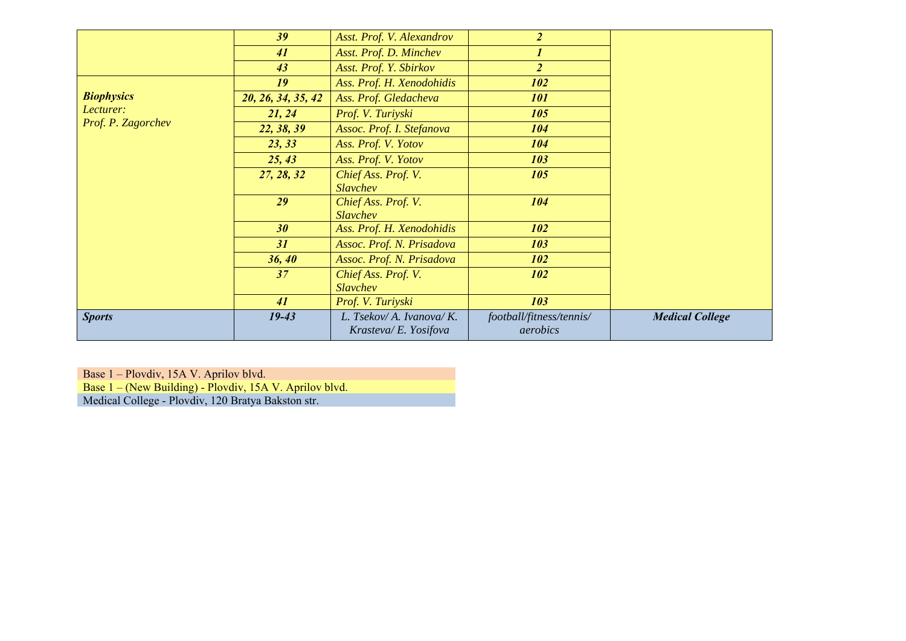| | | | | |
|---|---|---|---|---|
| | ***39*** | *Asst. Prof. V. Alexandrov* | ***2*** | |
| | ***41*** | *Asst. Prof. D. Minchev* | ***1*** | |
| | ***43*** | *Asst. Prof. Y. Sbirkov* | ***2*** | |
| ***Biophysics*** *Lecturer: Prof. P. Zagorchev* | ***19*** | *Ass. Prof. H. Xenodohidis* | ***102*** | |
| | ***20, 26, 34, 35, 42*** | *Ass. Prof. Gledacheva* | ***101*** | |
| | ***21, 24*** | *Prof. V. Turiyski* | ***105*** | |
| | ***22, 38, 39*** | *Assoc. Prof. I. Stefanova* | ***104*** | |
| | ***23, 33*** | *Ass. Prof. V. Yotov* | ***104*** | |
| | ***25, 43*** | *Ass. Prof. V. Yotov* | ***103*** | |
| | ***27, 28, 32*** | *Chief Ass. Prof. V. Slavchev* | ***105*** | |
| | ***29*** | *Chief Ass. Prof. V. Slavchev* | ***104*** | |
| | ***30*** | *Ass. Prof. H. Xenodohidis* | ***102*** | |
| | ***31*** | *Assoc. Prof. N. Prisadova* | ***103*** | |
| | ***36, 40*** | *Assoc. Prof. N. Prisadova* | ***102*** | |
| | ***37*** | *Chief Ass. Prof. V. Slavchev* | ***102*** | |
| | ***41*** | *Prof. V. Turiyski* | ***103*** | |
| ***Sports*** | ***19-43*** | *L. Tsekov/ A. Ivanova/ K. Krasteva/ E. Yosifova* | *football/fitness/tennis/ aerobics* | ***Medical College*** |

Base 1 – Plovdiv, 15A V. Aprilov blvd.
Base 1 – (New Building) - Plovdiv, 15A V. Aprilov blvd.
Medical College - Plovdiv, 120 Bratya Bakston str.